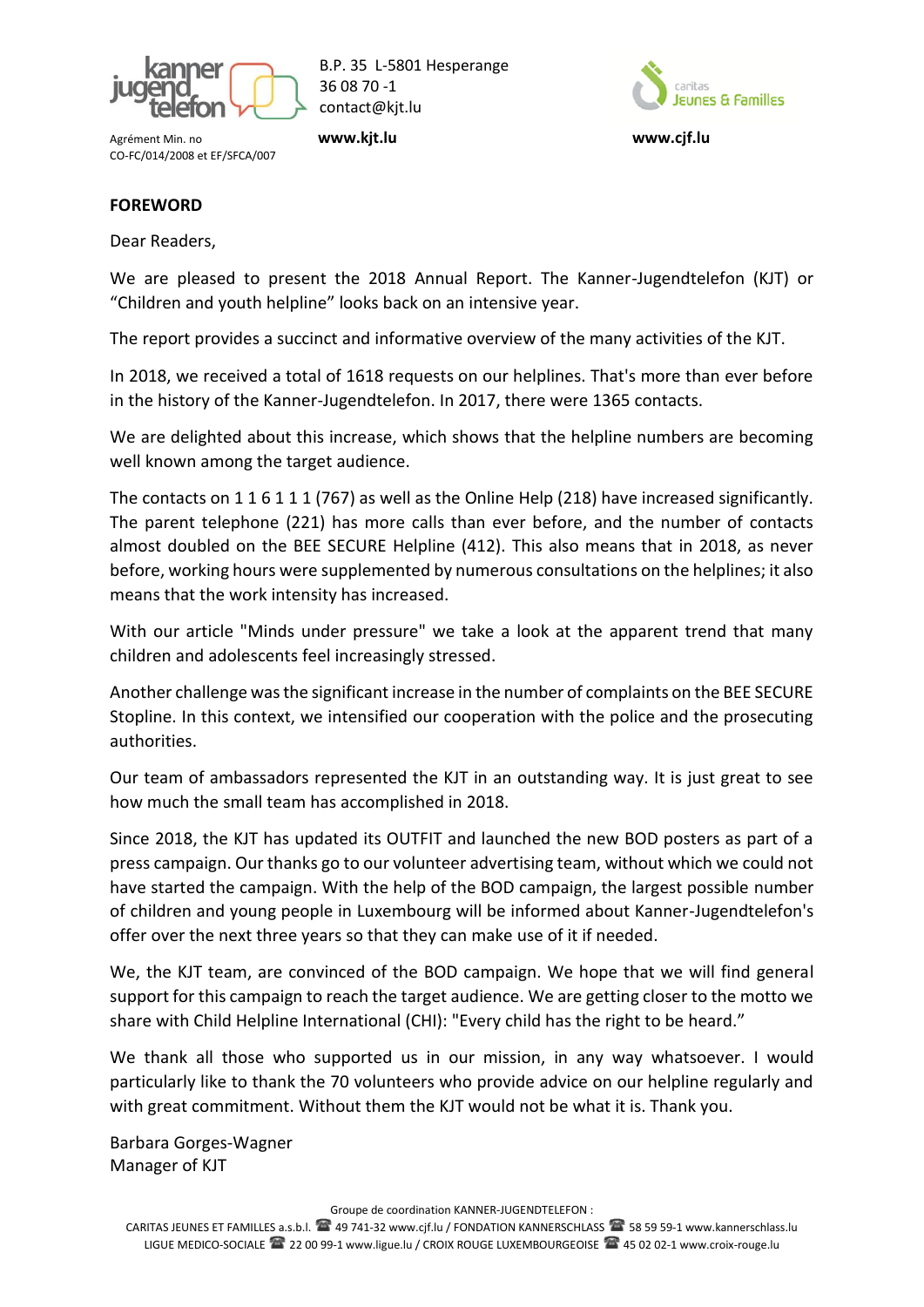B.P. 35 L-5801 Hesperange
36 08 70 -1
contact@kjt.lu

Agrément Min. no
CO-FC/014/2008 et EF/SFCA/007

**www.kjt.lu** **www.cjf.lu**

**FOREWORD**

Dear Readers,

We are pleased to present the 2018 Annual Report. The Kanner-Jugendtelefon (KJT) or "Children and youth helpline" looks back on an intensive year.

The report provides a succinct and informative overview of the many activities of the KJT.

In 2018, we received a total of 1618 requests on our helplines. That's more than ever before in the history of the Kanner-Jugendtelefon. In 2017, there were 1365 contacts.

We are delighted about this increase, which shows that the helpline numbers are becoming well known among the target audience.

The contacts on 1 1 6 1 1 1 (767) as well as the Online Help (218) have increased significantly. The parent telephone (221) has more calls than ever before, and the number of contacts almost doubled on the BEE SECURE Helpline (412). This also means that in 2018, as never before, working hours were supplemented by numerous consultations on the helplines; it also means that the work intensity has increased.

With our article "Minds under pressure" we take a look at the apparent trend that many children and adolescents feel increasingly stressed.

Another challenge was the significant increase in the number of complaints on the BEE SECURE Stopline. In this context, we intensified our cooperation with the police and the prosecuting authorities.

Our team of ambassadors represented the KJT in an outstanding way. It is just great to see how much the small team has accomplished in 2018.

Since 2018, the KJT has updated its OUTFIT and launched the new BOD posters as part of a press campaign. Our thanks go to our volunteer advertising team, without which we could not have started the campaign. With the help of the BOD campaign, the largest possible number of children and young people in Luxembourg will be informed about Kanner-Jugendtelefon's offer over the next three years so that they can make use of it if needed.

We, the KJT team, are convinced of the BOD campaign. We hope that we will find general support for this campaign to reach the target audience. We are getting closer to the motto we share with Child Helpline International (CHI): "Every child has the right to be heard."

We thank all those who supported us in our mission, in any way whatsoever. I would particularly like to thank the 70 volunteers who provide advice on our helpline regularly and with great commitment. Without them the KJT would not be what it is. Thank you.

Barbara Gorges-Wagner
Manager of KJT

Groupe de coordination KANNER-JUGENDTELEFON :
CARITAS JEUNES ET FAMILLES a.s.b.l. 49 741-32 www.cjf.lu / FONDATION KANNERSCHLASS 58 59 59-1 www.kannerschlass.lu
LIGUE MEDICO-SOCIALE 22 00 99-1 www.ligue.lu / CROIX ROUGE LUXEMBOURGEOISE 45 02 02-1 www.croix-rouge.lu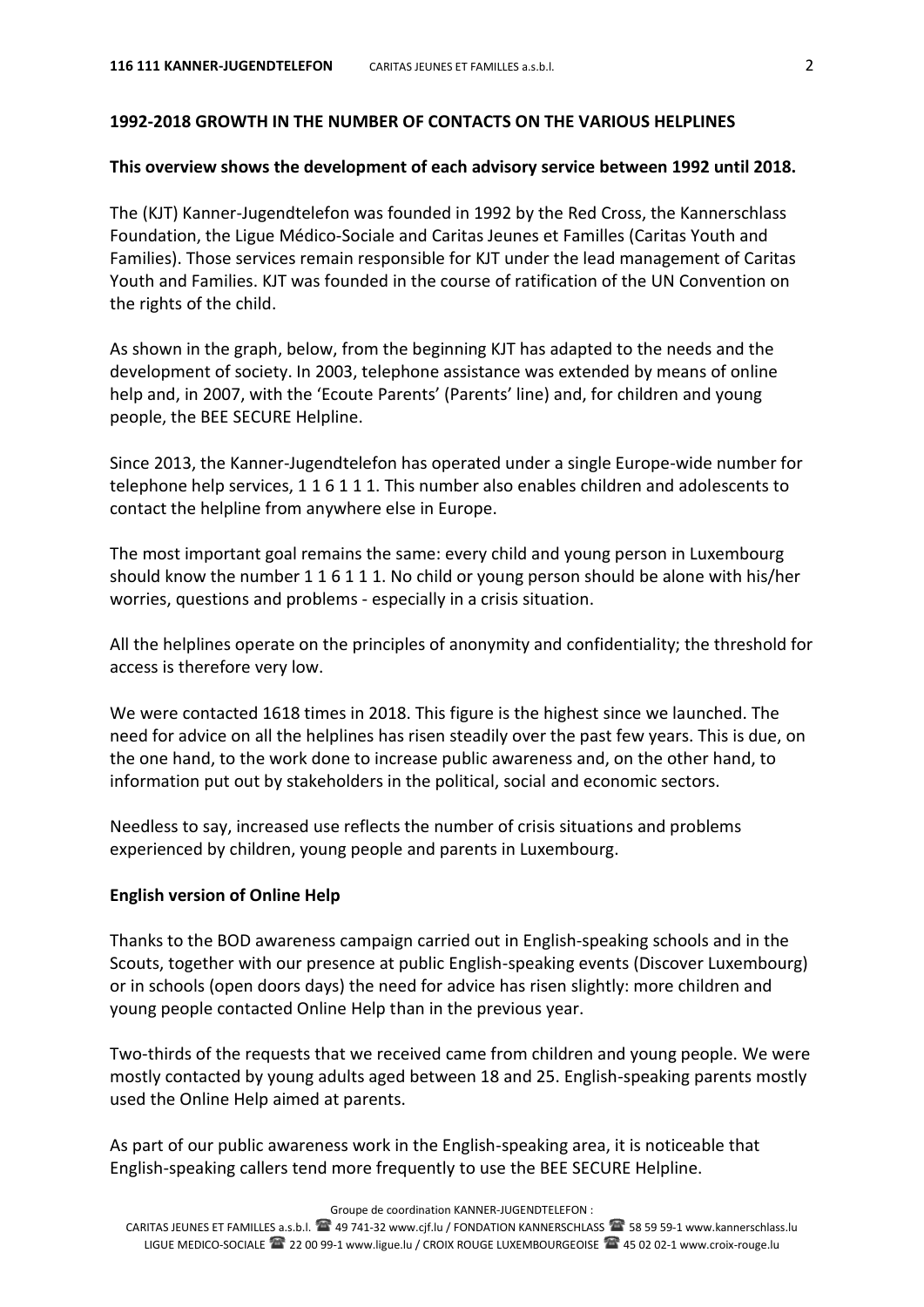## 1992-2018 GROWTH IN THE NUMBER OF CONTACTS ON THE VARIOUS HELPLINES

**This overview shows the development of each advisory service between 1992 until 2018.**

The (KJT) Kanner-Jugendtelefon was founded in 1992 by the Red Cross, the Kannerschlass Foundation, the Ligue Médico-Sociale and Caritas Jeunes et Familles (Caritas Youth and Families). Those services remain responsible for KJT under the lead management of Caritas Youth and Families. KJT was founded in the course of ratification of the UN Convention on the rights of the child.

As shown in the graph, below, from the beginning KJT has adapted to the needs and the development of society. In 2003, telephone assistance was extended by means of online help and, in 2007, with the 'Ecoute Parents' (Parents' line) and, for children and young people, the BEE SECURE Helpline.

Since 2013, the Kanner-Jugendtelefon has operated under a single Europe-wide number for telephone help services, 1 1 6 1 1 1. This number also enables children and adolescents to contact the helpline from anywhere else in Europe.

The most important goal remains the same: every child and young person in Luxembourg should know the number 1 1 6 1 1 1. No child or young person should be alone with his/her worries, questions and problems - especially in a crisis situation.

All the helplines operate on the principles of anonymity and confidentiality; the threshold for access is therefore very low.

We were contacted 1618 times in 2018. This figure is the highest since we launched. The need for advice on all the helplines has risen steadily over the past few years. This is due, on the one hand, to the work done to increase public awareness and, on the other hand, to information put out by stakeholders in the political, social and economic sectors.

Needless to say, increased use reflects the number of crisis situations and problems experienced by children, young people and parents in Luxembourg.

**English version of Online Help**

Thanks to the BOD awareness campaign carried out in English-speaking schools and in the Scouts, together with our presence at public English-speaking events (Discover Luxembourg) or in schools (open doors days) the need for advice has risen slightly: more children and young people contacted Online Help than in the previous year.

Two-thirds of the requests that we received came from children and young people. We were mostly contacted by young adults aged between 18 and 25. English-speaking parents mostly used the Online Help aimed at parents.

As part of our public awareness work in the English-speaking area, it is noticeable that English-speaking callers tend more frequently to use the BEE SECURE Helpline.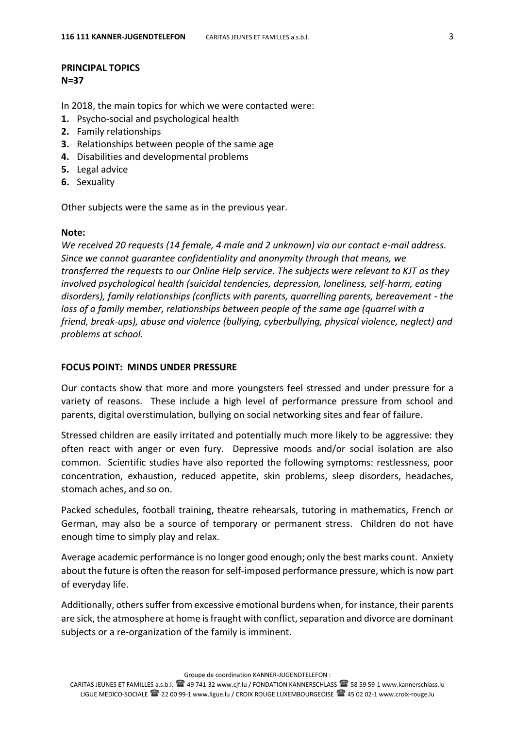**PRINCIPAL TOPICS**
**N=37**

In 2018, the main topics for which we were contacted were:

1. Psycho-social and psychological health
2. Family relationships
3. Relationships between people of the same age
4. Disabilities and developmental problems
5. Legal advice
6. Sexuality

Other subjects were the same as in the previous year.

**Note:**
*We received 20 requests (14 female, 4 male and 2 unknown) via our contact e-mail address. Since we cannot guarantee confidentiality and anonymity through that means, we transferred the requests to our Online Help service. The subjects were relevant to KJT as they involved psychological health (suicidal tendencies, depression, loneliness, self-harm, eating disorders), family relationships (conflicts with parents, quarrelling parents, bereavement - the loss of a family member, relationships between people of the same age (quarrel with a friend, break-ups), abuse and violence (bullying, cyberbullying, physical violence, neglect) and problems at school.*

**FOCUS POINT: MINDS UNDER PRESSURE**

Our contacts show that more and more youngsters feel stressed and under pressure for a variety of reasons. These include a high level of performance pressure from school and parents, digital overstimulation, bullying on social networking sites and fear of failure.

Stressed children are easily irritated and potentially much more likely to be aggressive: they often react with anger or even fury. Depressive moods and/or social isolation are also common. Scientific studies have also reported the following symptoms: restlessness, poor concentration, exhaustion, reduced appetite, skin problems, sleep disorders, headaches, stomach aches, and so on.

Packed schedules, football training, theatre rehearsals, tutoring in mathematics, French or German, may also be a source of temporary or permanent stress. Children do not have enough time to simply play and relax.

Average academic performance is no longer good enough; only the best marks count. Anxiety about the future is often the reason for self-imposed performance pressure, which is now part of everyday life.

Additionally, others suffer from excessive emotional burdens when, for instance, their parents are sick, the atmosphere at home is fraught with conflict, separation and divorce are dominant subjects or a re-organization of the family is imminent.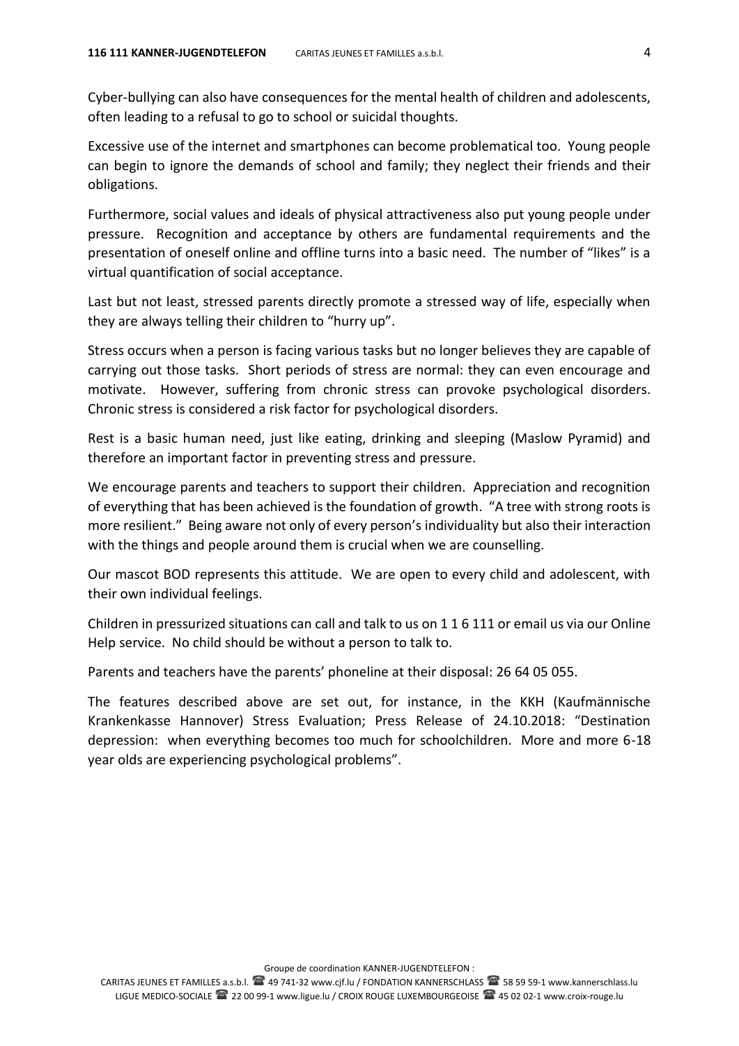Cyber-bullying can also have consequences for the mental health of children and adolescents, often leading to a refusal to go to school or suicidal thoughts.

Excessive use of the internet and smartphones can become problematical too. Young people can begin to ignore the demands of school and family; they neglect their friends and their obligations.

Furthermore, social values and ideals of physical attractiveness also put young people under pressure. Recognition and acceptance by others are fundamental requirements and the presentation of oneself online and offline turns into a basic need. The number of "likes" is a virtual quantification of social acceptance.

Last but not least, stressed parents directly promote a stressed way of life, especially when they are always telling their children to "hurry up".

Stress occurs when a person is facing various tasks but no longer believes they are capable of carrying out those tasks. Short periods of stress are normal: they can even encourage and motivate. However, suffering from chronic stress can provoke psychological disorders. Chronic stress is considered a risk factor for psychological disorders.

Rest is a basic human need, just like eating, drinking and sleeping (Maslow Pyramid) and therefore an important factor in preventing stress and pressure.

We encourage parents and teachers to support their children. Appreciation and recognition of everything that has been achieved is the foundation of growth. "A tree with strong roots is more resilient." Being aware not only of every person's individuality but also their interaction with the things and people around them is crucial when we are counselling.

Our mascot BOD represents this attitude. We are open to every child and adolescent, with their own individual feelings.

Children in pressurized situations can call and talk to us on 1 1 6 111 or email us via our Online Help service. No child should be without a person to talk to.

Parents and teachers have the parents' phoneline at their disposal: 26 64 05 055.

The features described above are set out, for instance, in the KKH (Kaufmännische Krankenkasse Hannover) Stress Evaluation; Press Release of 24.10.2018: "Destination depression: when everything becomes too much for schoolchildren. More and more 6-18 year olds are experiencing psychological problems".